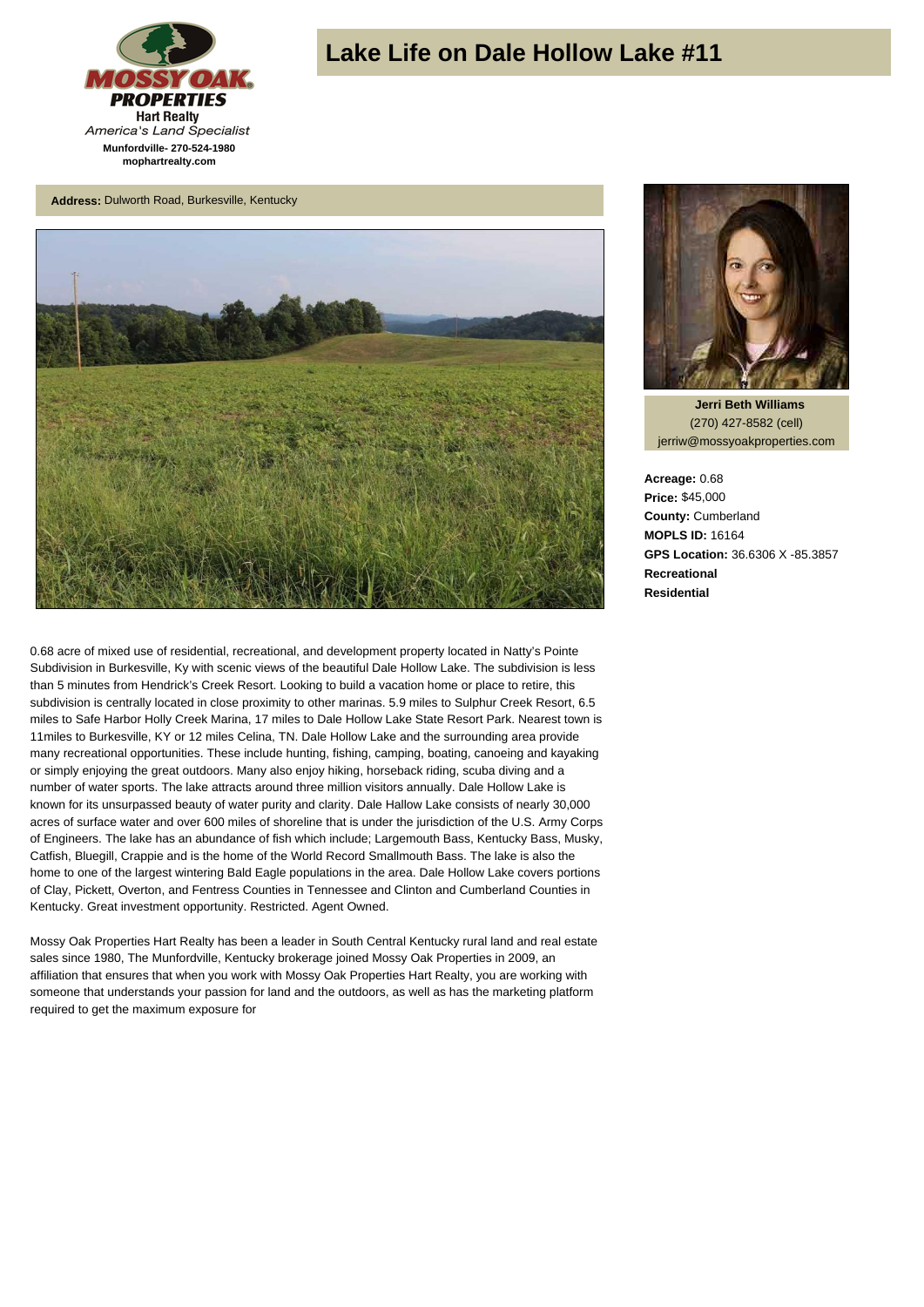# Lake Life on Dale Hollow Lake #11

MOSSY OAK PROPERTIES
Hart Realty
*America's Land Specialist*
**Munfordville- 270-524-1980**
**mophartrealty.com**

**Address:** Dulworth Road, Burkesville, Kentucky

**Jerri Beth Williams**
(270) 427-8582 (cell)
jerriw@mossyoakproperties.com

**Acreage:** 0.68
**Price:** $45,000
**County:** Cumberland
**MOPLS ID:** 16164
**GPS Location:** 36.6306 X -85.3857
**Recreational**
**Residential**

0.68 acre of mixed use of residential, recreational, and development property located in Natty's Pointe Subdivision in Burkesville, Ky with scenic views of the beautiful Dale Hollow Lake. The subdivision is less than 5 minutes from Hendrick's Creek Resort. Looking to build a vacation home or place to retire, this subdivision is centrally located in close proximity to other marinas. 5.9 miles to Sulphur Creek Resort, 6.5 miles to Safe Harbor Holly Creek Marina, 17 miles to Dale Hollow Lake State Resort Park. Nearest town is 11miles to Burkesville, KY or 12 miles Celina, TN. Dale Hollow Lake and the surrounding area provide many recreational opportunities. These include hunting, fishing, camping, boating, canoeing and kayaking or simply enjoying the great outdoors. Many also enjoy hiking, horseback riding, scuba diving and a number of water sports. The lake attracts around three million visitors annually. Dale Hollow Lake is known for its unsurpassed beauty of water purity and clarity. Dale Hallow Lake consists of nearly 30,000 acres of surface water and over 600 miles of shoreline that is under the jurisdiction of the U.S. Army Corps of Engineers. The lake has an abundance of fish which include; Largemouth Bass, Kentucky Bass, Musky, Catfish, Bluegill, Crappie and is the home of the World Record Smallmouth Bass. The lake is also the home to one of the largest wintering Bald Eagle populations in the area. Dale Hollow Lake covers portions of Clay, Pickett, Overton, and Fentress Counties in Tennessee and Clinton and Cumberland Counties in Kentucky. Great investment opportunity. Restricted. Agent Owned.

Mossy Oak Properties Hart Realty has been a leader in South Central Kentucky rural land and real estate sales since 1980, The Munfordville, Kentucky brokerage joined Mossy Oak Properties in 2009, an affiliation that ensures that when you work with Mossy Oak Properties Hart Realty, you are working with someone that understands your passion for land and the outdoors, as well as has the marketing platform required to get the maximum exposure for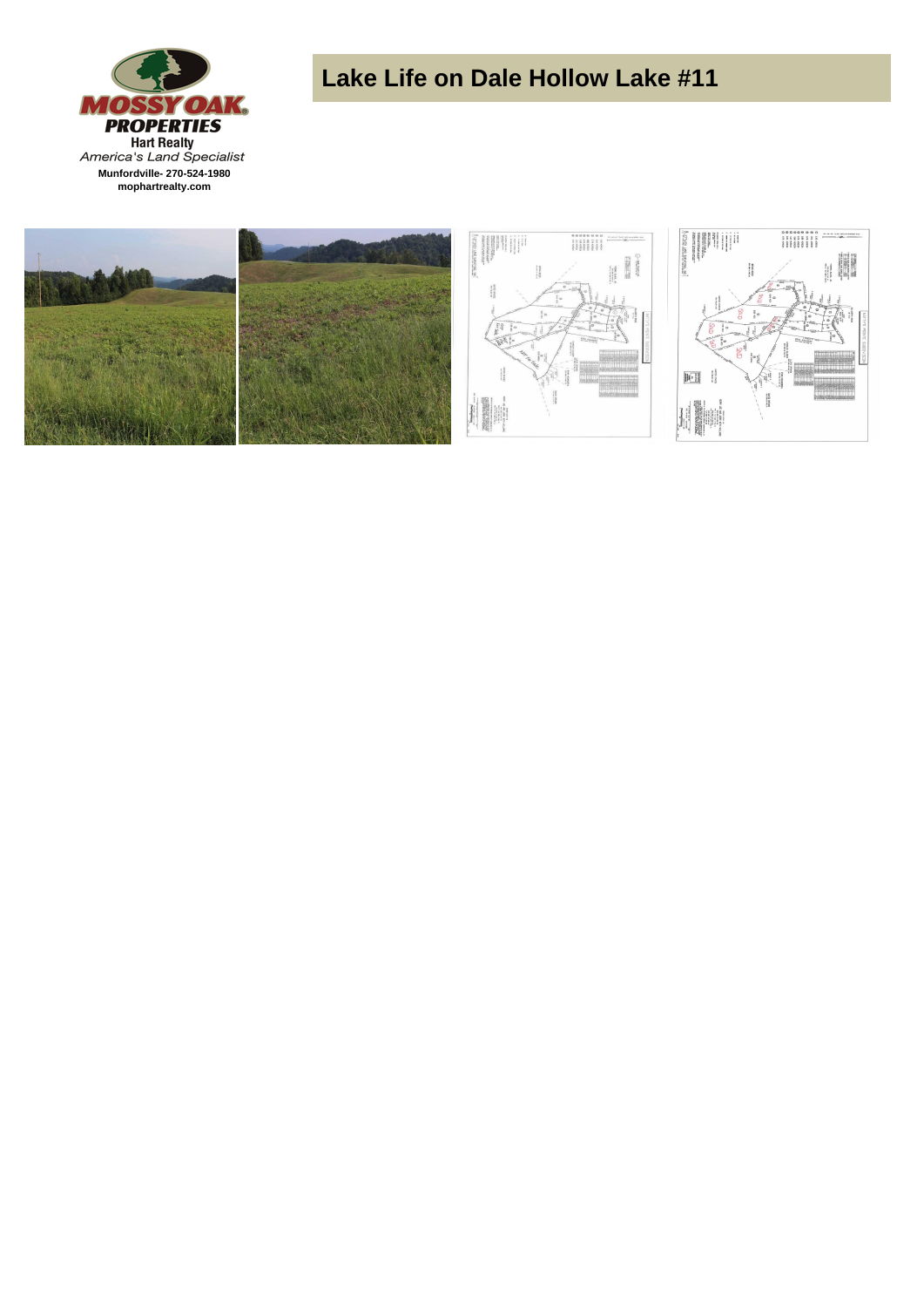MOSSY OAK PROPERTIES

Hart Realty

*America's Land Specialist*

**Munfordville- 270-524-1980**

**mophartrealty.com**

# Lake Life on Dale Hollow Lake #11